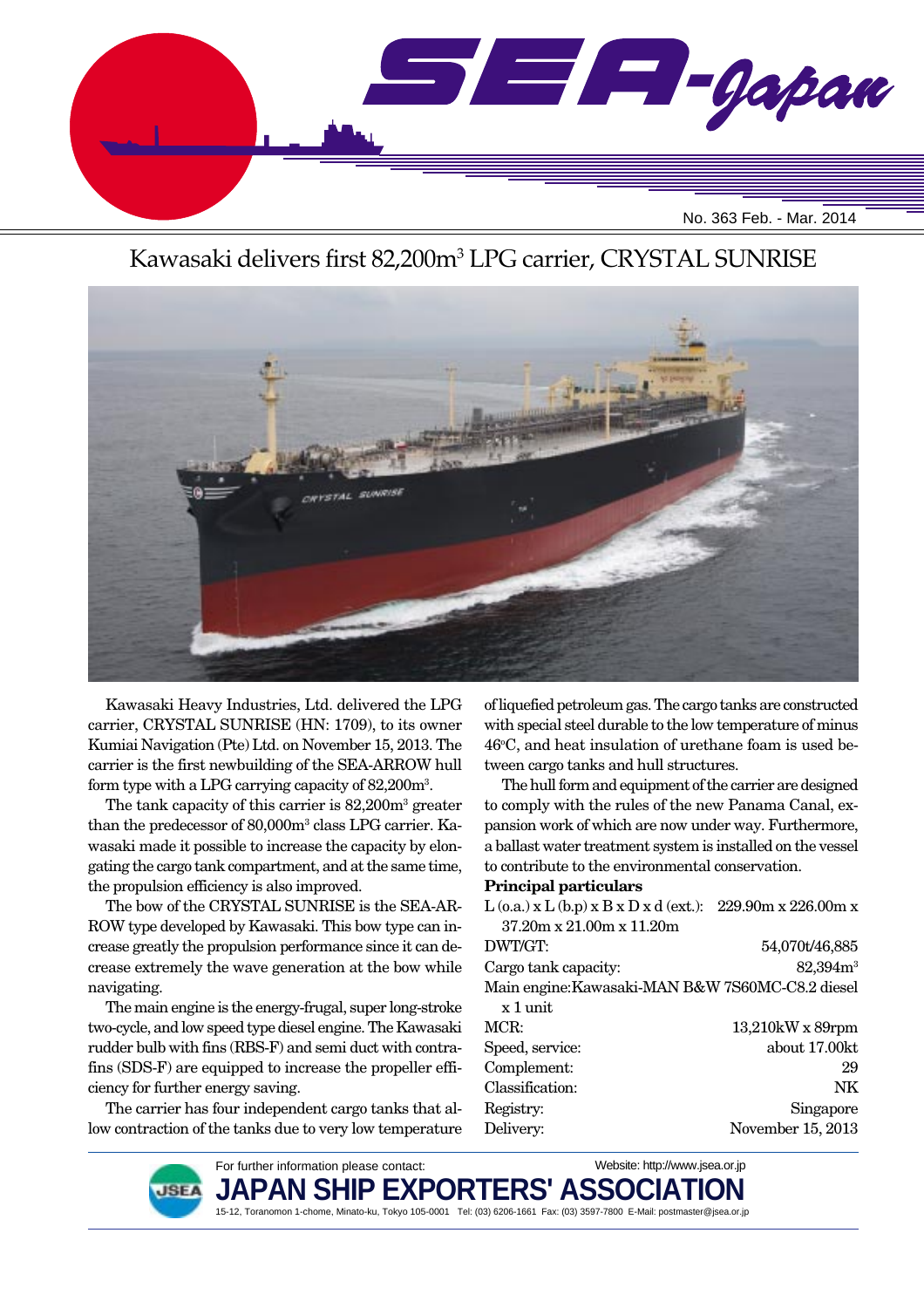# SEA-Japan

No. 363 Feb. - Mar. 2014

## Kawasaki delivers first 82,200m$^3$ LPG carrier, CRYSTAL SUNRISE

Kawasaki Heavy Industries, Ltd. delivered the LPG carrier, CRYSTAL SUNRISE (HN: 1709), to its owner Kumiai Navigation (Pte) Ltd. on November 15, 2013. The carrier is the first newbuilding of the SEA-ARROW hull form type with a LPG carrying capacity of 82,200m$^3$.

The tank capacity of this carrier is 82,200m$^3$ greater than the predecessor of 80,000m$^3$ class LPG carrier. Kawasaki made it possible to increase the capacity by elongating the cargo tank compartment, and at the same time, the propulsion efficiency is also improved.

The bow of the CRYSTAL SUNRISE is the SEA-ARROW type developed by Kawasaki. This bow type can increase greatly the propulsion performance since it can decrease extremely the wave generation at the bow while navigating.

The main engine is the energy-frugal, super long-stroke two-cycle, and low speed type diesel engine. The Kawasaki rudder bulb with fins (RBS-F) and semi duct with contra-fins (SDS-F) are equipped to increase the propeller efficiency for further energy saving.

The carrier has four independent cargo tanks that allow contraction of the tanks due to very low temperature of liquefied petroleum gas. The cargo tanks are constructed with special steel durable to the low temperature of minus 46°C, and heat insulation of urethane foam is used between cargo tanks and hull structures.

The hull form and equipment of the carrier are designed to comply with the rules of the new Panama Canal, expansion work of which are now under way. Furthermore, a ballast water treatment system is installed on the vessel to contribute to the environmental conservation.

**Principal particulars**

L (o.a.) x L (b.p) x B x D x d (ext.): 229.90m x 226.00m x 37.20m x 21.00m x 11.20m

| | |
|---|---|
| DWT/GT: | 54,070t/46,885 |
| Cargo tank capacity: | 82,394m$^3$ |
| Main engine: | Kawasaki-MAN B&W 7S60MC-C8.2 diesel x 1 unit |
| MCR: | 13,210kW x 89rpm |
| Speed, service: | about 17.00kt |
| Complement: | 29 |
| Classification: | NK |
| Registry: | Singapore |
| Delivery: | November 15, 2013 |

For further information please contact:

Website: http://www.jsea.or.jp

**JAPAN SHIP EXPORTERS' ASSOCIATION**

15-12, Toranomon 1-chome, Minato-ku, Tokyo 105-0001 Tel: (03) 6206-1661 Fax: (03) 3597-7800 E-Mail: postmaster@jsea.or.jp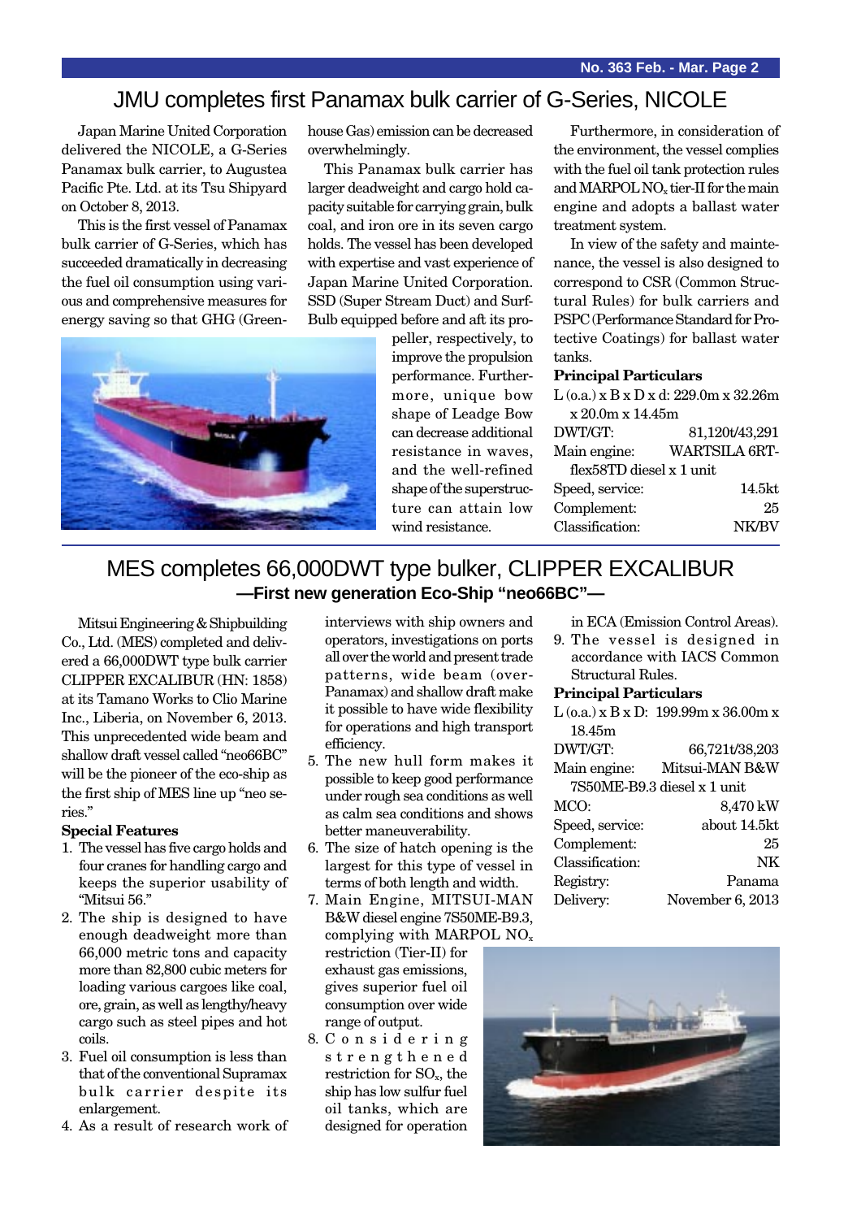# JMU completes first Panamax bulk carrier of G-Series, NICOLE

Japan Marine United Corporation delivered the NICOLE, a G-Series Panamax bulk carrier, to Augustea Pacific Pte. Ltd. at its Tsu Shipyard on October 8, 2013.

This is the first vessel of Panamax bulk carrier of G-Series, which has succeeded dramatically in decreasing the fuel oil consumption using various and comprehensive measures for energy saving so that GHG (Greenhouse Gas) emission can be decreased overwhelmingly.

This Panamax bulk carrier has larger deadweight and cargo hold capacity suitable for carrying grain, bulk coal, and iron ore in its seven cargo holds. The vessel has been developed with expertise and vast experience of Japan Marine United Corporation. SSD (Super Stream Duct) and Surf-Bulb equipped before and aft its propeller, respectively, to improve the propulsion performance. Furthermore, unique bow shape of Leadge Bow can decrease additional resistance in waves, and the well-refined shape of the superstructure can attain low wind resistance.

Furthermore, in consideration of the environment, the vessel complies with the fuel oil tank protection rules and MARPOL $NO_x$ tier-II for the main engine and adopts a ballast water treatment system.

In view of the safety and maintenance, the vessel is also designed to correspond to CSR (Common Structural Rules) for bulk carriers and PSPC (Performance Standard for Protective Coatings) for ballast water tanks.

**Principal Particulars**

L (o.a.) x B x D x d: 229.0m x 32.26m x 20.0m x 14.45m

| | |
|---|---|
| DWT/GT: | 81,120t/43,291 |
| Main engine: | WARTSILA 6RT-flex58TD diesel x 1 unit |
| Speed, service: | 14.5kt |
| Complement: | 25 |
| Classification: | NK/BV |

# MES completes 66,000DWT type bulker, CLIPPER EXCALIBUR

## —First new generation Eco-Ship "neo66BC"—

Mitsui Engineering & Shipbuilding Co., Ltd. (MES) completed and delivered a 66,000DWT type bulk carrier CLIPPER EXCALIBUR (HN: 1858) at its Tamano Works to Clio Marine Inc., Liberia, on November 6, 2013. This unprecedented wide beam and shallow draft vessel called "neo66BC" will be the pioneer of the eco-ship as the first ship of MES line up "neo series."

**Special Features**

1. The vessel has five cargo holds and four cranes for handling cargo and keeps the superior usability of "Mitsui 56."
2. The ship is designed to have enough deadweight more than 66,000 metric tons and capacity more than 82,800 cubic meters for loading various cargoes like coal, ore, grain, as well as lengthy/heavy cargo such as steel pipes and hot coils.
3. Fuel oil consumption is less than that of the conventional Supramax bulk carrier despite its enlargement.
4. As a result of research work of interviews with ship owners and operators, investigations on ports all over the world and present trade patterns, wide beam (over-Panamax) and shallow draft make it possible to have wide flexibility for operations and high transport efficiency.
5. The new hull form makes it possible to keep good performance under rough sea conditions as well as calm sea conditions and shows better maneuverability.
6. The size of hatch opening is the largest for this type of vessel in terms of both length and width.
7. Main Engine, MITSUI-MAN B&W diesel engine 7S50ME-B9.3, complying with MARPOL $NO_x$ restriction (Tier-II) for exhaust gas emissions, gives superior fuel oil consumption over wide range of output.
8. Considering strengthened restriction for $SO_x$, the ship has low sulfur fuel oil tanks, which are designed for operation in ECA (Emission Control Areas).
9. The vessel is designed in accordance with IACS Common Structural Rules.

**Principal Particulars**

L (o.a.) x B x D: 199.99m x 36.00m x 18.45m

| | |
|---|---|
| DWT/GT: | 66,721t/38,203 |
| Main engine: | Mitsui-MAN B&W 7S50ME-B9.3 diesel x 1 unit |
| MCO: | 8,470 kW |
| Speed, service: | about 14.5kt |
| Complement: | 25 |
| Classification: | NK |
| Registry: | Panama |
| Delivery: | November 6, 2013 |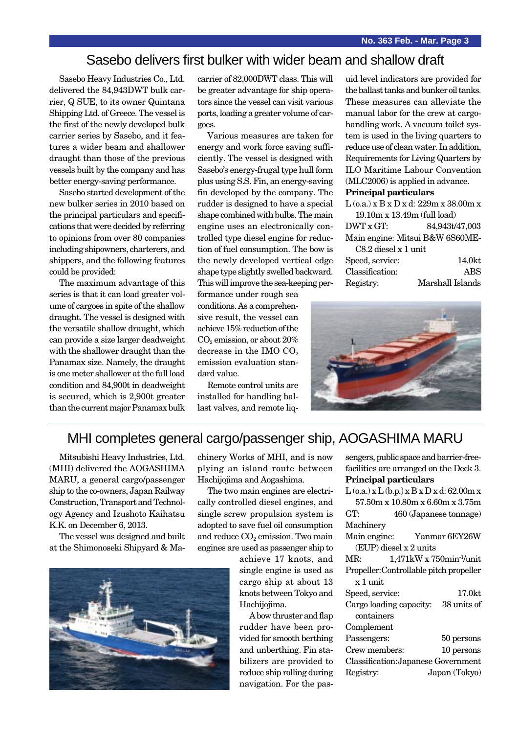## Sasebo delivers first bulker with wider beam and shallow draft

Sasebo Heavy Industries Co., Ltd. delivered the 84,943DWT bulk carrier, Q SUE, to its owner Quintana Shipping Ltd. of Greece. The vessel is the first of the newly developed bulk carrier series by Sasebo, and it features a wider beam and shallower draught than those of the previous vessels built by the company and has better energy-saving performance.

Sasebo started development of the new bulker series in 2010 based on the principal particulars and specifications that were decided by referring to opinions from over 80 companies including shipowners, charterers, and shippers, and the following features could be provided:

The maximum advantage of this series is that it can load greater volume of cargoes in spite of the shallow draught. The vessel is designed with the versatile shallow draught, which can provide a size larger deadweight with the shallower draught than the Panamax size. Namely, the draught is one meter shallower at the full load condition and 84,900t in deadweight is secured, which is 2,900t greater than the current major Panamax bulk carrier of 82,000DWT class. This will be greater advantage for ship operators since the vessel can visit various ports, loading a greater volume of cargoes.

Various measures are taken for energy and work force saving sufficiently. The vessel is designed with Sasebo's energy-frugal type hull form plus using S.S. Fin, an energy-saving fin developed by the company. The rudder is designed to have a special shape combined with bulbs. The main engine uses an electronically controlled type diesel engine for reduction of fuel consumption. The bow is the newly developed vertical edge shape type slightly swelled backward. This will improve the sea-keeping performance under rough sea conditions. As a comprehensive result, the vessel can achieve 15% reduction of the $CO_2$ emission, or about 20% decrease in the IMO $CO_2$ emission evaluation standard value.

Remote control units are installed for handling ballast valves, and remote liquid level indicators are provided for the ballast tanks and bunker oil tanks. These measures can alleviate the manual labor for the crew at cargo-handling work. A vacuum toilet system is used in the living quarters to reduce use of clean water. In addition, Requirements for Living Quarters by ILO Maritime Labour Convention (MLC2006) is applied in advance.

**Principal particulars**

L (o.a.) x B x D x d: 229m x 38.00m x 19.10m x 13.49m (full load)
DWT x GT: 84,943t/47,003
Main engine: Mitsui B&W 6S60ME-C8.2 diesel x 1 unit
Speed, service: 14.0kt
Classification: ABS
Registry: Marshall Islands

## MHI completes general cargo/passenger ship, AOGASHIMA MARU

Mitsubishi Heavy Industries, Ltd. (MHI) delivered the AOGASHIMA MARU, a general cargo/passenger ship to the co-owners, Japan Railway Construction, Transport and Technology Agency and Izushoto Kaihatsu K.K. on December 6, 2013.

The vessel was designed and built at the Shimonoseki Shipyard & Machinery Works of MHI, and is now plying an island route between Hachijojima and Aogashima.

The two main engines are electrically controlled diesel engines, and single screw propulsion system is adopted to save fuel oil consumption and reduce $CO_2$ emission. Two main engines are used as passenger ship to achieve 17 knots, and single engine is used as cargo ship at about 13 knots between Tokyo and Hachijojima.

A bow thruster and flap rudder have been provided for smooth berthing and unberthing. Fin stabilizers are provided to reduce ship rolling during navigation. For the passengers, public space and barrier-free-facilities are arranged on the Deck 3.

**Principal particulars**

L (o.a.) x L (b.p.) x B x D x d: 62.00m x 57.50m x 10.80m x 6.60m x 3.75m
GT: 460 (Japanese tonnage)
Machinery
Main engine: Yanmar 6EY26W (EUP) diesel x 2 units
MR: 1,471kW x 750min$^{-1}$/unit
Propeller: Controllable pitch propeller x 1 unit
Speed, service: 17.0kt
Cargo loading capacity: 38 units of containers
Complement
Passengers: 50 persons
Crew members: 10 persons
Classification: Japanese Government
Registry: Japan (Tokyo)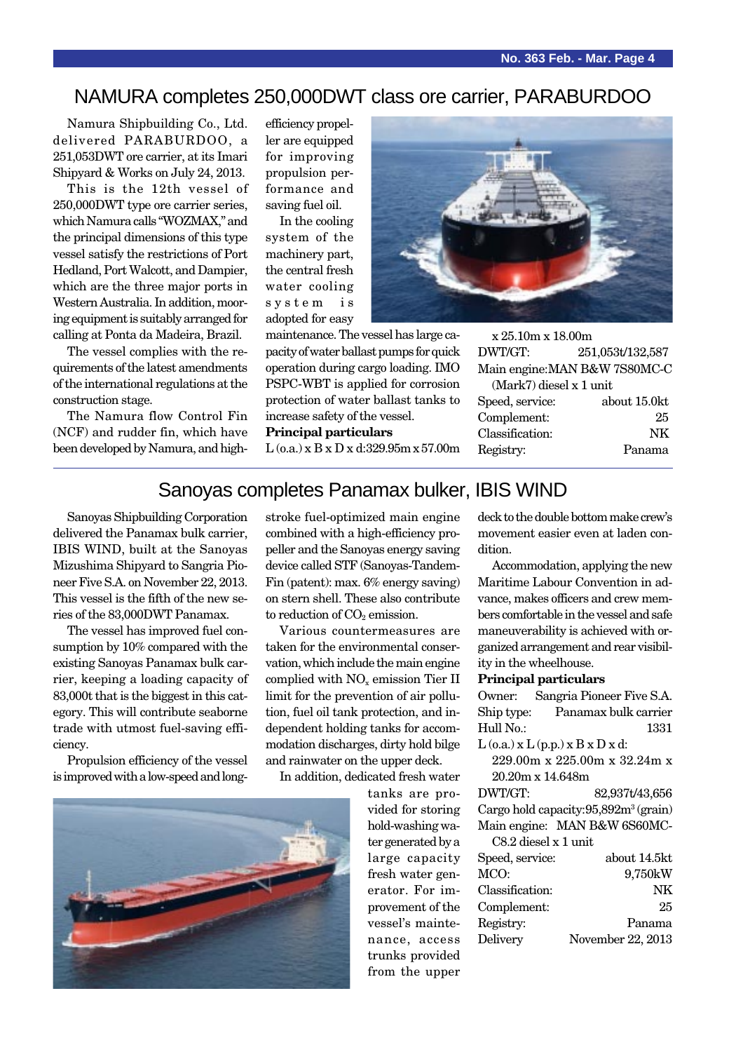## NAMURA completes 250,000DWT class ore carrier, PARABURDOO

Namura Shipbuilding Co., Ltd. delivered PARABURDOO, a 251,053DWT ore carrier, at its Imari Shipyard & Works on July 24, 2013.

This is the 12th vessel of 250,000DWT type ore carrier series, which Namura calls "WOZMAX," and the principal dimensions of this type vessel satisfy the restrictions of Port Hedland, Port Walcott, and Dampier, which are the three major ports in Western Australia. In addition, mooring equipment is suitably arranged for calling at Ponta da Madeira, Brazil.

The vessel complies with the requirements of the latest amendments of the international regulations at the construction stage.

The Namura flow Control Fin (NCF) and rudder fin, which have been developed by Namura, and high-efficiency propeller are equipped for improving propulsion performance and saving fuel oil.

In the cooling system of the machinery part, the central fresh water cooling system is adopted for easy maintenance. The vessel has large capacity of water ballast pumps for quick operation during cargo loading. IMO PSPC-WBT is applied for corrosion protection of water ballast tanks to increase safety of the vessel.

**Principal particulars**

L (o.a.) x B x D x d: 329.95m x 57.00m x 25.10m x 18.00m
DWT/GT: 251,053t/132,587
Main engine: MAN B&W 7S80MC-C (Mark7) diesel x 1 unit
Speed, service: about 15.0kt
Complement: 25
Classification: NK
Registry: Panama

## Sanoyas completes Panamax bulker, IBIS WIND

Sanoyas Shipbuilding Corporation delivered the Panamax bulk carrier, IBIS WIND, built at the Sanoyas Mizushima Shipyard to Sangria Pioneer Five S.A. on November 22, 2013. This vessel is the fifth of the new series of the 83,000DWT Panamax.

The vessel has improved fuel consumption by 10% compared with the existing Sanoyas Panamax bulk carrier, keeping a loading capacity of 83,000t that is the biggest in this category. This will contribute seaborne trade with utmost fuel-saving efficiency.

Propulsion efficiency of the vessel is improved with a low-speed and long-stroke fuel-optimized main engine combined with a high-efficiency propeller and the Sanoyas energy saving device called STF (Sanoyas-Tandem-Fin (patent): max. 6% energy saving) on stern shell. These also contribute to reduction of $CO_2$ emission.

Various countermeasures are taken for the environmental conservation, which include the main engine complied with $NO_x$ emission Tier II limit for the prevention of air pollution, fuel oil tank protection, and independent holding tanks for accommodation discharges, dirty hold bilge and rainwater on the upper deck.

In addition, dedicated fresh water tanks are provided for storing hold-washing water generated by a large capacity fresh water generator. For improvement of the vessel's maintenance, access trunks provided from the upper deck to the double bottom make crew's movement easier even at laden condition.

Accommodation, applying the new Maritime Labour Convention in advance, makes officers and crew members comfortable in the vessel and safe maneuverability is achieved with organized arrangement and rear visibility in the wheelhouse.

**Principal particulars**

Owner: Sangria Pioneer Five S.A.
Ship type: Panamax bulk carrier
Hull No.: 1331
L (o.a.) x L (p.p.) x B x D x d: 229.00m x 225.00m x 32.24m x 20.20m x 14.648m
DWT/GT: 82,937t/43,656
Cargo hold capacity: 95,892m$^3$ (grain)
Main engine: MAN B&W 6S60MC-C8.2 diesel x 1 unit
Speed, service: about 14.5kt
MCO: 9,750kW
Classification: NK
Complement: 25
Registry: Panama
Delivery: November 22, 2013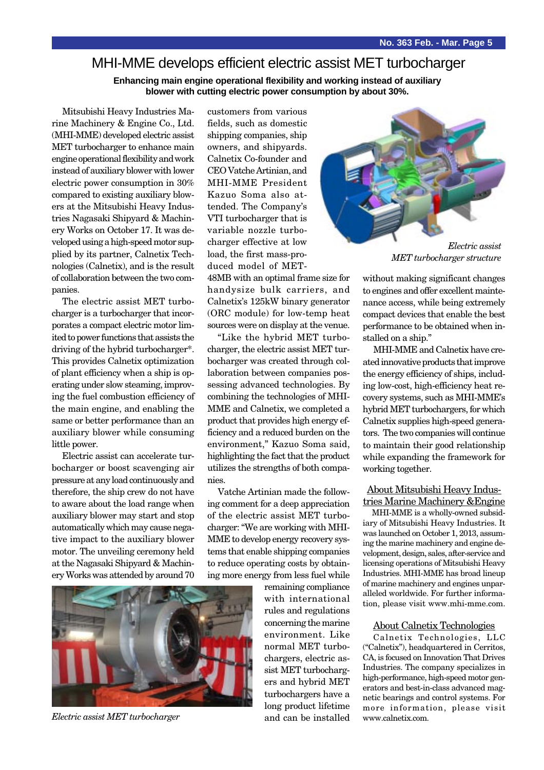# MHI-MME develops efficient electric assist MET turbocharger

**Enhancing main engine operational flexibility and working instead of auxiliary blower with cutting electric power consumption by about 30%.**

Mitsubishi Heavy Industries Marine Machinery & Engine Co., Ltd. (MHI-MME) developed electric assist MET turbocharger to enhance main engine operational flexibility and work instead of auxiliary blower with lower electric power consumption in 30% compared to existing auxiliary blowers at the Mitsubishi Heavy Industries Nagasaki Shipyard & Machinery Works on October 17. It was developed using a high-speed motor supplied by its partner, Calnetix Technologies (Calnetix), and is the result of collaboration between the two companies.

The electric assist MET turbocharger is a turbocharger that incorporates a compact electric motor limited to power functions that assists the driving of the hybrid turbocharger*. This provides Calnetix optimization of plant efficiency when a ship is operating under slow steaming, improving the fuel combustion efficiency of the main engine, and enabling the same or better performance than an auxiliary blower while consuming little power.

Electric assist can accelerate turbocharger or boost scavenging air pressure at any load continuously and therefore, the ship crew do not have to aware about the load range when auxiliary blower may start and stop automatically which may cause negative impact to the auxiliary blower motor. The unveiling ceremony held at the Nagasaki Shipyard & Machinery Works was attended by around 70 customers from various fields, such as domestic shipping companies, ship owners, and shipyards. Calnetix Co-founder and CEO Vatche Artinian, and MHI-MME President Kazuo Soma also attended. The Company's VTI turbocharger that is variable nozzle turbocharger effective at low load, the first mass-produced model of MET-48MB with an optimal frame size for handysize bulk carriers, and Calnetix's 125kW binary generator (ORC module) for low-temp heat sources were on display at the venue.

"Like the hybrid MET turbocharger, the electric assist MET turbocharger was created through collaboration between companies possessing advanced technologies. By combining the technologies of MHI-MME and Calnetix, we completed a product that provides high energy efficiency and a reduced burden on the environment," Kazuo Soma said, highlighting the fact that the product utilizes the strengths of both companies.

Vatche Artinian made the following comment for a deep appreciation of the electric assist MET turbocharger: "We are working with MHI-MME to develop energy recovery systems that enable shipping companies to reduce operating costs by obtaining more energy from less fuel while remaining compliance with international rules and regulations concerning the marine environment. Like normal MET turbochargers, electric assist MET turbochargers and hybrid MET turbochargers have a long product lifetime and can be installed without making significant changes to engines and offer excellent maintenance access, while being extremely compact devices that enable the best performance to be obtained when installed on a ship."

*Electric assist MET turbocharger*

*Electric assist MET turbocharger structure*

MHI-MME and Calnetix have created innovative products that improve the energy efficiency of ships, including low-cost, high-efficiency heat recovery systems, such as MHI-MME's hybrid MET turbochargers, for which Calnetix supplies high-speed generators. The two companies will continue to maintain their good relationship while expanding the framework for working together.

## About Mitsubishi Heavy Industries Marine Machinery &Engine

MHI-MME is a wholly-owned subsidiary of Mitsubishi Heavy Industries. It was launched on October 1, 2013, assuming the marine machinery and engine development, design, sales, after-service and licensing operations of Mitsubishi Heavy Industries. MHI-MME has broad lineup of marine machinery and engines unparalleled worldwide. For further information, please visit www.mhi-mme.com.

## About Calnetix Technologies

Calnetix Technologies, LLC ("Calnetix"), headquartered in Cerritos, CA, is focused on Innovation That Drives Industries. The company specializes in high-performance, high-speed motor generators and best-in-class advanced magnetic bearings and control systems. For more information, please visit www.calnetix.com.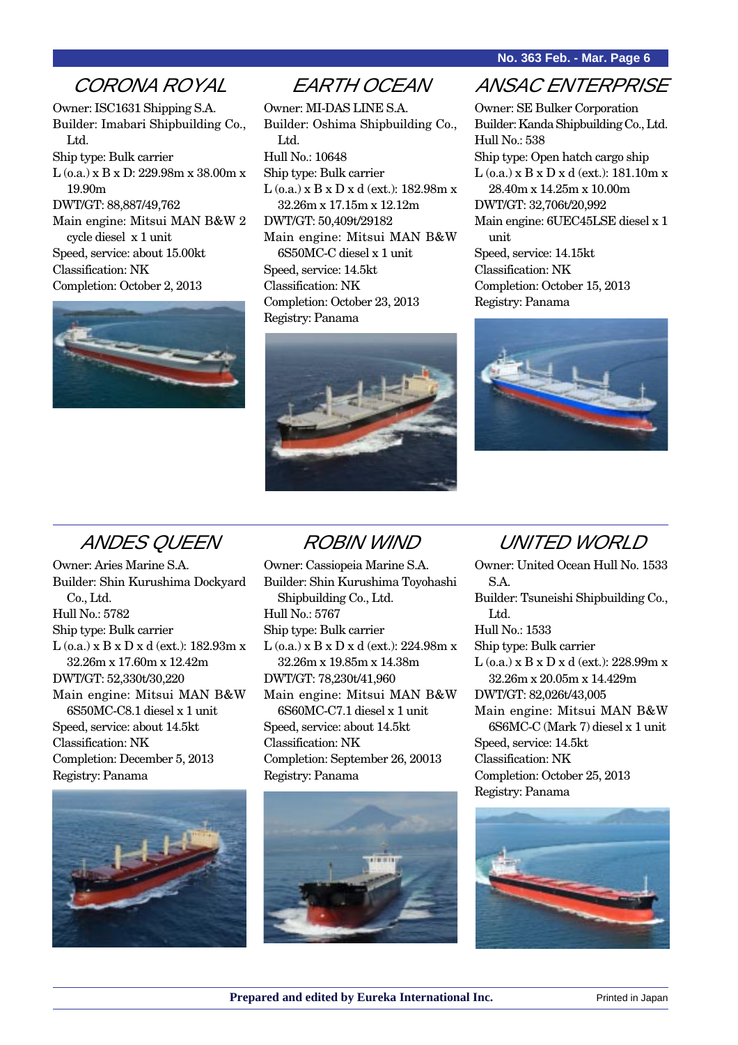## CORONA ROYAL

Owner: ISC1631 Shipping S.A.
Builder: Imabari Shipbuilding Co., Ltd.
Ship type: Bulk carrier
L (o.a.) x B x D: 229.98m x 38.00m x 19.90m
DWT/GT: 88,887/49,762
Main engine: Mitsui MAN B&W 2 cycle diesel x 1 unit
Speed, service: about 15.00kt
Classification: NK
Completion: October 2, 2013

## EARTH OCEAN

Owner: MI-DAS LINE S.A.
Builder: Oshima Shipbuilding Co., Ltd.
Hull No.: 10648
Ship type: Bulk carrier
L (o.a.) x B x D x d (ext.): 182.98m x 32.26m x 17.15m x 12.12m
DWT/GT: 50,409t/29182
Main engine: Mitsui MAN B&W 6S50MC-C diesel x 1 unit
Speed, service: 14.5kt
Classification: NK
Completion: October 23, 2013
Registry: Panama

## ANSAC ENTERPRISE

Owner: SE Bulker Corporation
Builder: Kanda Shipbuilding Co., Ltd.
Hull No.: 538
Ship type: Open hatch cargo ship
L (o.a.) x B x D x d (ext.): 181.10m x 28.40m x 14.25m x 10.00m
DWT/GT: 32,706t/20,992
Main engine: 6UEC45LSE diesel x 1 unit
Speed, service: 14.15kt
Classification: NK
Completion: October 15, 2013
Registry: Panama

## ANDES QUEEN

Owner: Aries Marine S.A.
Builder: Shin Kurushima Dockyard Co., Ltd.
Hull No.: 5782
Ship type: Bulk carrier
L (o.a.) x B x D x d (ext.): 182.93m x 32.26m x 17.60m x 12.42m
DWT/GT: 52,330t/30,220
Main engine: Mitsui MAN B&W 6S50MC-C8.1 diesel x 1 unit
Speed, service: about 14.5kt
Classification: NK
Completion: December 5, 2013
Registry: Panama

## ROBIN WIND

Owner: Cassiopeia Marine S.A.
Builder: Shin Kurushima Toyohashi Shipbuilding Co., Ltd.
Hull No.: 5767
Ship type: Bulk carrier
L (o.a.) x B x D x d (ext.): 224.98m x 32.26m x 19.85m x 14.38m
DWT/GT: 78,230t/41,960
Main engine: Mitsui MAN B&W 6S60MC-C7.1 diesel x 1 unit
Speed, service: about 14.5kt
Classification: NK
Completion: September 26, 20013
Registry: Panama

## UNITED WORLD

Owner: United Ocean Hull No. 1533 S.A.
Builder: Tsuneishi Shipbuilding Co., Ltd.
Hull No.: 1533
Ship type: Bulk carrier
L (o.a.) x B x D x d (ext.): 228.99m x 32.26m x 20.05m x 14.429m
DWT/GT: 82,026t/43,005
Main engine: Mitsui MAN B&W 6S6MC-C (Mark 7) diesel x 1 unit
Speed, service: 14.5kt
Classification: NK
Completion: October 25, 2013
Registry: Panama

**Prepared and edited by Eureka International Inc.**

Printed in Japan